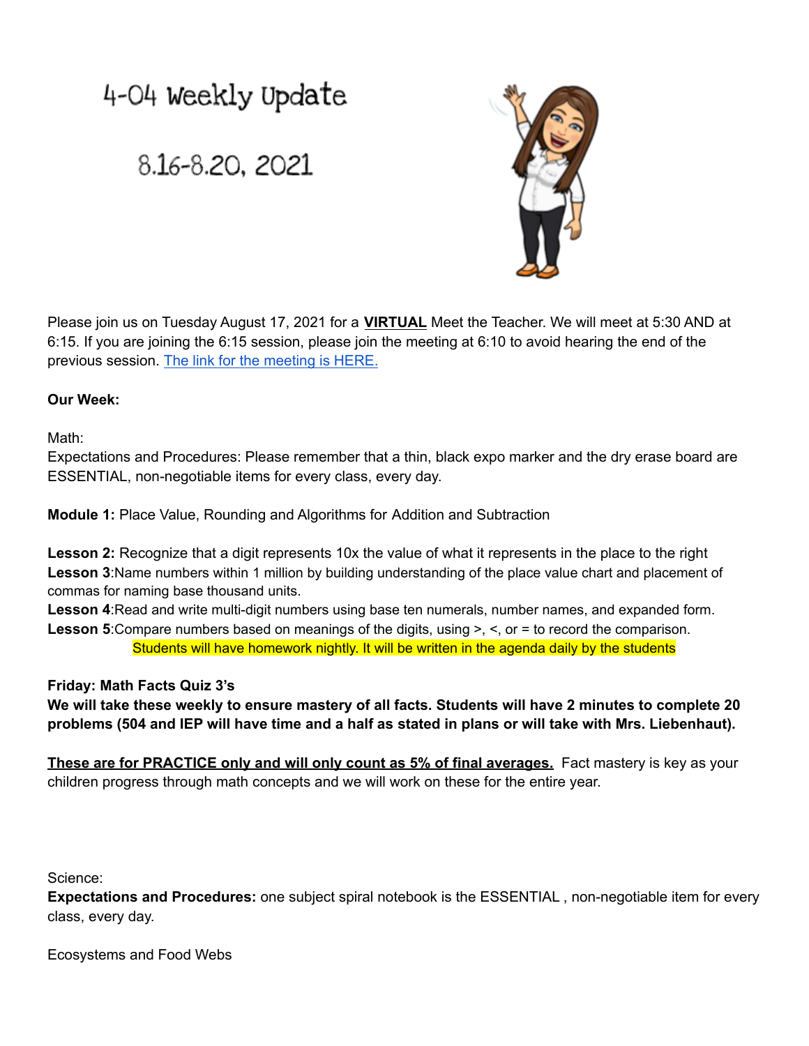# 4-04 Weekly Update

## 8.16-8.20, 2021

Please join us on Tuesday August 17, 2021 for a **VIRTUAL** Meet the Teacher. We will meet at 5:30 AND at 6:15. If you are joining the 6:15 session, please join the meeting at 6:10 to avoid hearing the end of the previous session. The link for the meeting is HERE.

**Our Week:**

Math:

Expectations and Procedures: Please remember that a thin, black expo marker and the dry erase board are ESSENTIAL, non-negotiable items for every class, every day.

**Module 1:** Place Value, Rounding and Algorithms for Addition and Subtraction

**Lesson 2:** Recognize that a digit represents 10x the value of what it represents in the place to the right
**Lesson 3**:Name numbers within 1 million by building understanding of the place value chart and placement of commas for naming base thousand units.
**Lesson 4**:Read and write multi-digit numbers using base ten numerals, number names, and expanded form.
**Lesson 5**:Compare numbers based on meanings of the digits, using >, <, or = to record the comparison.

Students will have homework nightly. It will be written in the agenda daily by the students

**Friday: Math Facts Quiz 3's**
**We will take these weekly to ensure mastery of all facts. Students will have 2 minutes to complete 20 problems (504 and IEP will have time and a half as stated in plans or will take with Mrs. Liebenhaut).**

**These are for PRACTICE only and will only count as 5% of final averages.** Fact mastery is key as your children progress through math concepts and we will work on these for the entire year.

Science:

**Expectations and Procedures:** one subject spiral notebook is the ESSENTIAL , non-negotiable item for every class, every day.

Ecosystems and Food Webs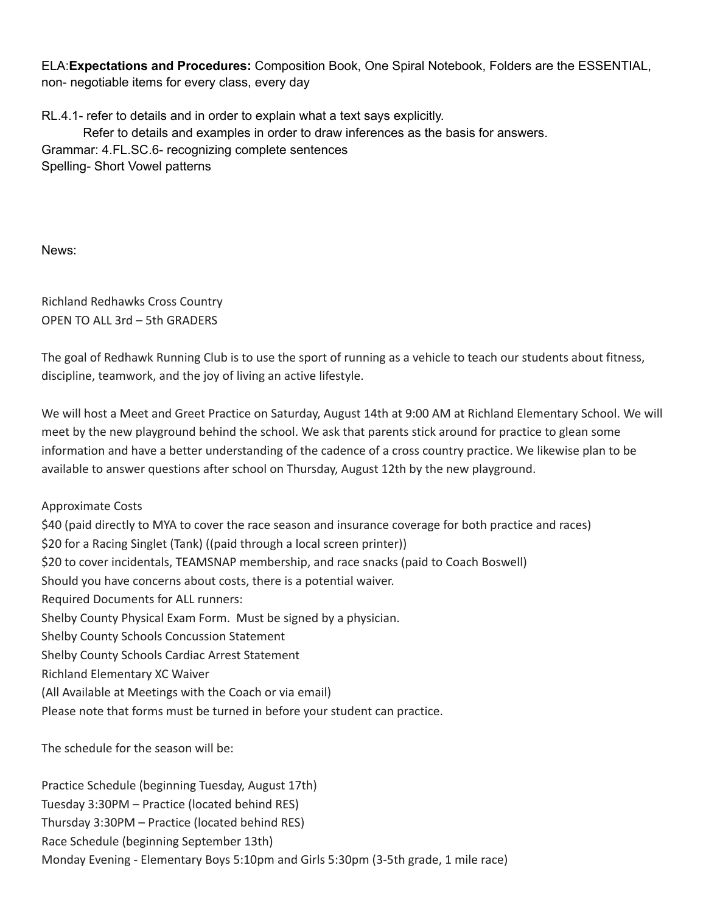ELA:**Expectations and Procedures:** Composition Book, One Spiral Notebook, Folders are the ESSENTIAL, non- negotiable items for every class, every day

RL.4.1- refer to details and in order to explain what a text says explicitly.
    Refer to details and examples in order to draw inferences as the basis for answers.
Grammar: 4.FL.SC.6- recognizing complete sentences
Spelling- Short Vowel patterns

News:

Richland Redhawks Cross Country
OPEN TO ALL 3rd – 5th GRADERS

The goal of Redhawk Running Club is to use the sport of running as a vehicle to teach our students about fitness, discipline, teamwork, and the joy of living an active lifestyle.

We will host a Meet and Greet Practice on Saturday, August 14th at 9:00 AM at Richland Elementary School. We will meet by the new playground behind the school. We ask that parents stick around for practice to glean some information and have a better understanding of the cadence of a cross country practice. We likewise plan to be available to answer questions after school on Thursday, August 12th by the new playground.

Approximate Costs
$40 (paid directly to MYA to cover the race season and insurance coverage for both practice and races)
$20 for a Racing Singlet (Tank) ((paid through a local screen printer))
$20 to cover incidentals, TEAMSNAP membership, and race snacks (paid to Coach Boswell)
Should you have concerns about costs, there is a potential waiver.
Required Documents for ALL runners:
Shelby County Physical Exam Form. Must be signed by a physician.
Shelby County Schools Concussion Statement
Shelby County Schools Cardiac Arrest Statement
Richland Elementary XC Waiver
(All Available at Meetings with the Coach or via email)
Please note that forms must be turned in before your student can practice.

The schedule for the season will be:

Practice Schedule (beginning Tuesday, August 17th)
Tuesday 3:30PM – Practice (located behind RES)
Thursday 3:30PM – Practice (located behind RES)
Race Schedule (beginning September 13th)
Monday Evening - Elementary Boys 5:10pm and Girls 5:30pm (3-5th grade, 1 mile race)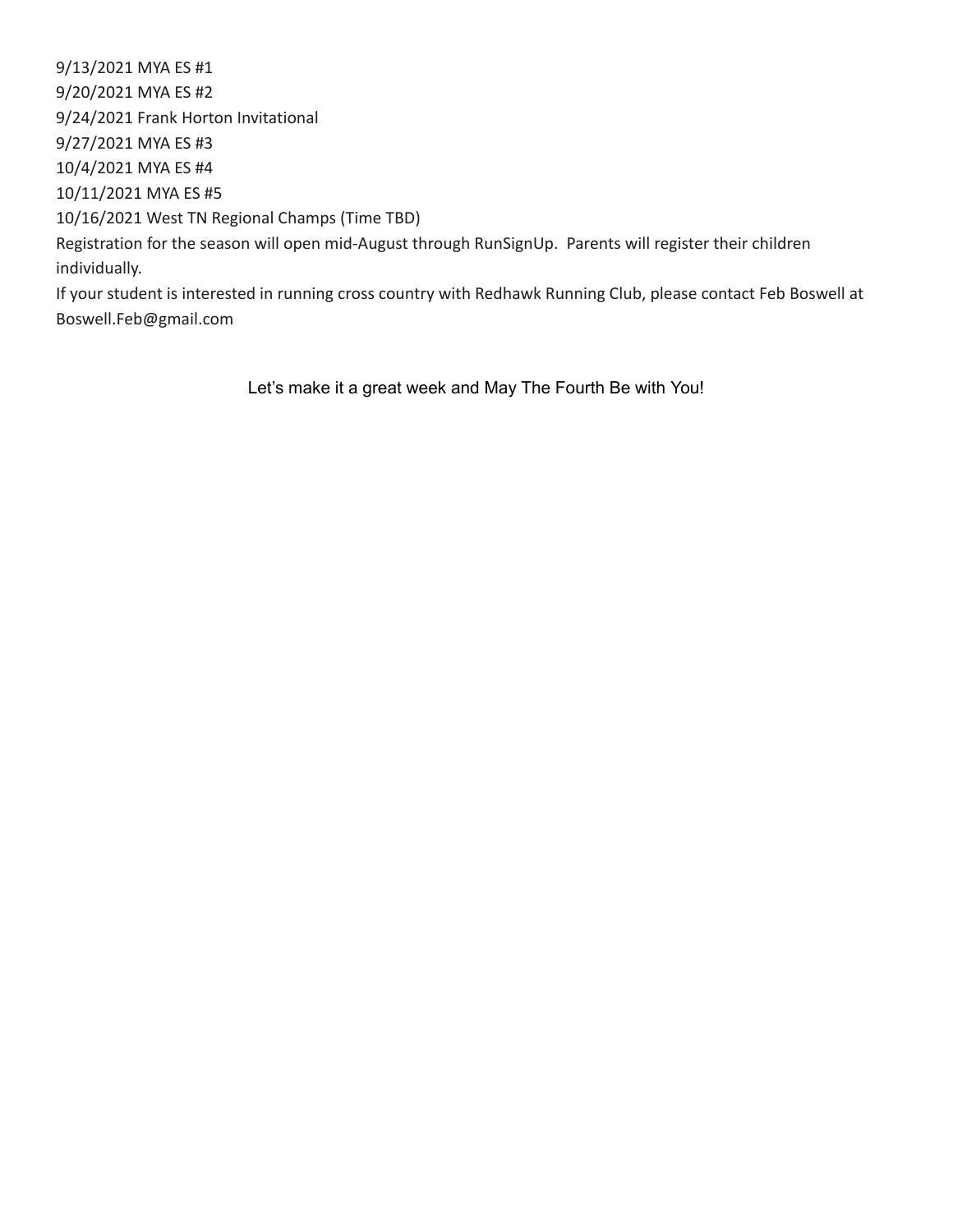9/13/2021 MYA ES #1

9/20/2021 MYA ES #2

9/24/2021 Frank Horton Invitational

9/27/2021 MYA ES #3

10/4/2021 MYA ES #4

10/11/2021 MYA ES #5

10/16/2021 West TN Regional Champs (Time TBD)

Registration for the season will open mid-August through RunSignUp. Parents will register their children individually.

If your student is interested in running cross country with Redhawk Running Club, please contact Feb Boswell at Boswell.Feb@gmail.com

Let's make it a great week and May The Fourth Be with You!